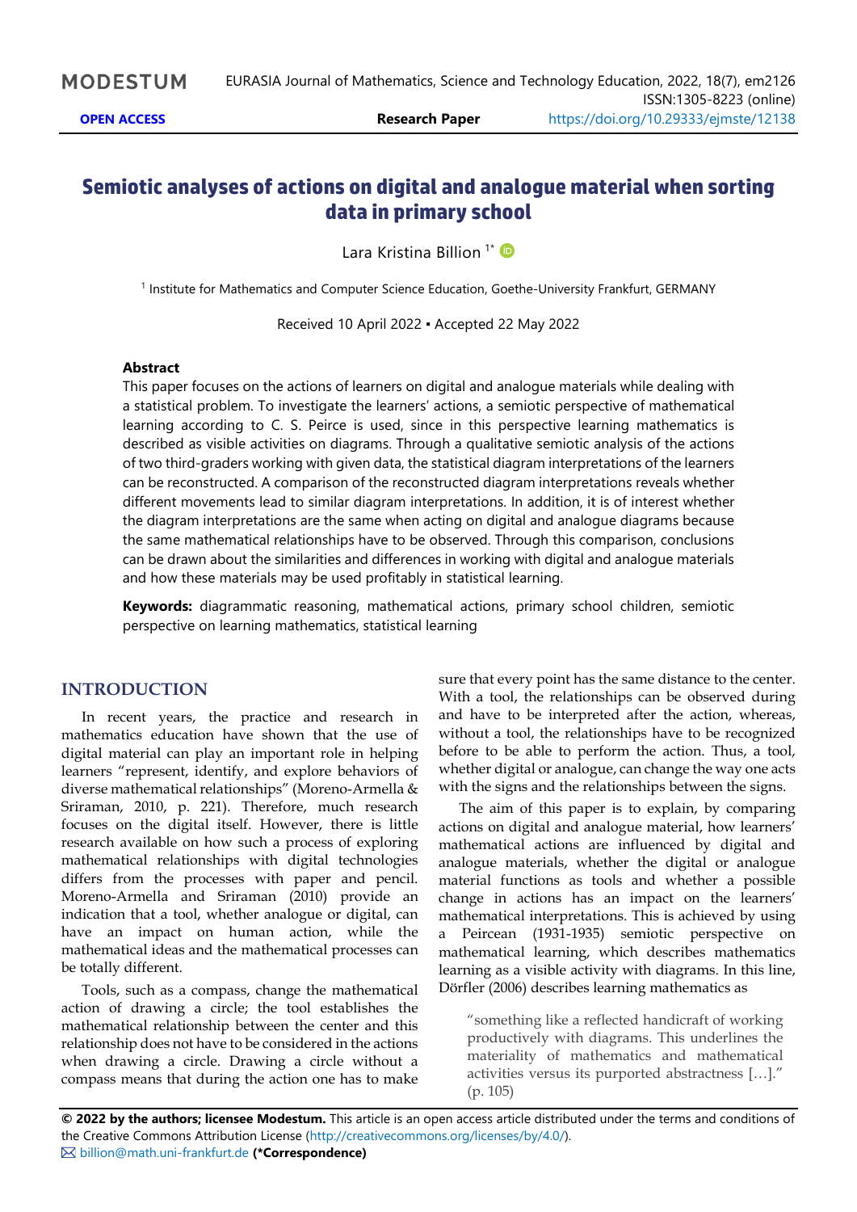# Semiotic analyses of actions on digital and analogue material when sorting data in primary school

Lara Kristina Billion [1*]

[1] Institute for Mathematics and Computer Science Education, Goethe-University Frankfurt, GERMANY

Received 10 April 2022 ▪ Accepted 22 May 2022

### Abstract

This paper focuses on the actions of learners on digital and analogue materials while dealing with a statistical problem. To investigate the learners' actions, a semiotic perspective of mathematical learning according to C. S. Peirce is used, since in this perspective learning mathematics is described as visible activities on diagrams. Through a qualitative semiotic analysis of the actions of two third-graders working with given data, the statistical diagram interpretations of the learners can be reconstructed. A comparison of the reconstructed diagram interpretations reveals whether different movements lead to similar diagram interpretations. In addition, it is of interest whether the diagram interpretations are the same when acting on digital and analogue diagrams because the same mathematical relationships have to be observed. Through this comparison, conclusions can be drawn about the similarities and differences in working with digital and analogue materials and how these materials may be used profitably in statistical learning.

**Keywords:** diagrammatic reasoning, mathematical actions, primary school children, semiotic perspective on learning mathematics, statistical learning

## INTRODUCTION

In recent years, the practice and research in mathematics education have shown that the use of digital material can play an important role in helping learners "represent, identify, and explore behaviors of diverse mathematical relationships" (Moreno-Armella & Sriraman, 2010, p. 221). Therefore, much research focuses on the digital itself. However, there is little research available on how such a process of exploring mathematical relationships with digital technologies differs from the processes with paper and pencil. Moreno-Armella and Sriraman (2010) provide an indication that a tool, whether analogue or digital, can have an impact on human action, while the mathematical ideas and the mathematical processes can be totally different.

Tools, such as a compass, change the mathematical action of drawing a circle; the tool establishes the mathematical relationship between the center and this relationship does not have to be considered in the actions when drawing a circle. Drawing a circle without a compass means that during the action one has to make sure that every point has the same distance to the center. With a tool, the relationships can be observed during and have to be interpreted after the action, whereas, without a tool, the relationships have to be recognized before to be able to perform the action. Thus, a tool, whether digital or analogue, can change the way one acts with the signs and the relationships between the signs.

The aim of this paper is to explain, by comparing actions on digital and analogue material, how learners' mathematical actions are influenced by digital and analogue materials, whether the digital or analogue material functions as tools and whether a possible change in actions has an impact on the learners' mathematical interpretations. This is achieved by using a Peircean (1931-1935) semiotic perspective on mathematical learning, which describes mathematics learning as a visible activity with diagrams. In this line, Dörfler (2006) describes learning mathematics as

> "something like a reflected handicraft of working productively with diagrams. This underlines the materiality of mathematics and mathematical activities versus its purported abstractness […]." (p. 105)

**© 2022 by the authors; licensee Modestum.** This article is an open access article distributed under the terms and conditions of the Creative Commons Attribution License (http://creativecommons.org/licenses/by/4.0/).
billion@math.uni-frankfurt.de **(*Correspondence)**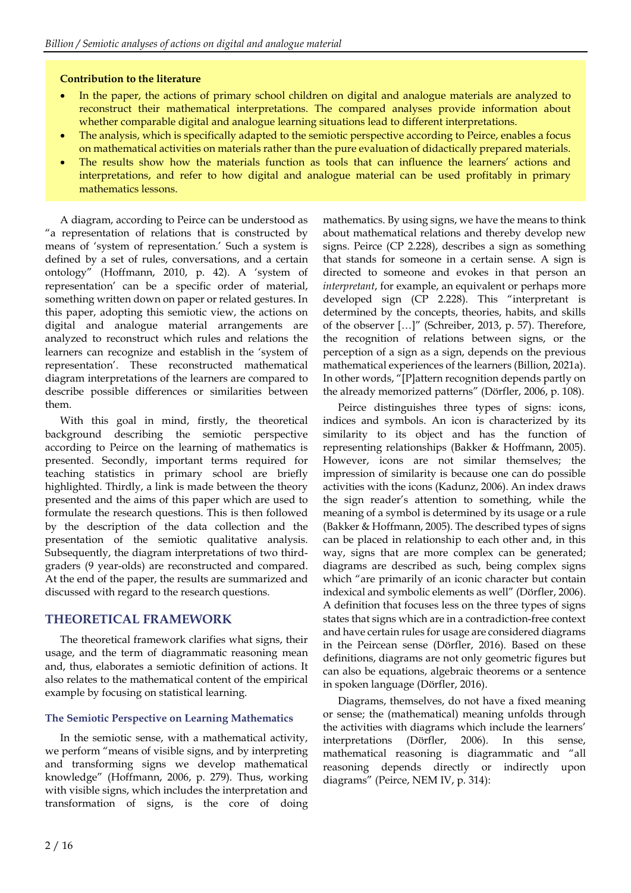**Contribution to the literature**

- In the paper, the actions of primary school children on digital and analogue materials are analyzed to reconstruct their mathematical interpretations. The compared analyses provide information about whether comparable digital and analogue learning situations lead to different interpretations.
- The analysis, which is specifically adapted to the semiotic perspective according to Peirce, enables a focus on mathematical activities on materials rather than the pure evaluation of didactically prepared materials.
- The results show how the materials function as tools that can influence the learners' actions and interpretations, and refer to how digital and analogue material can be used profitably in primary mathematics lessons.

A diagram, according to Peirce can be understood as "a representation of relations that is constructed by means of 'system of representation.' Such a system is defined by a set of rules, conversations, and a certain ontology" (Hoffmann, 2010, p. 42). A 'system of representation' can be a specific order of material, something written down on paper or related gestures. In this paper, adopting this semiotic view, the actions on digital and analogue material arrangements are analyzed to reconstruct which rules and relations the learners can recognize and establish in the 'system of representation'. These reconstructed mathematical diagram interpretations of the learners are compared to describe possible differences or similarities between them.

With this goal in mind, firstly, the theoretical background describing the semiotic perspective according to Peirce on the learning of mathematics is presented. Secondly, important terms required for teaching statistics in primary school are briefly highlighted. Thirdly, a link is made between the theory presented and the aims of this paper which are used to formulate the research questions. This is then followed by the description of the data collection and the presentation of the semiotic qualitative analysis. Subsequently, the diagram interpretations of two third-graders (9 year-olds) are reconstructed and compared. At the end of the paper, the results are summarized and discussed with regard to the research questions.

## THEORETICAL FRAMEWORK

The theoretical framework clarifies what signs, their usage, and the term of diagrammatic reasoning mean and, thus, elaborates a semiotic definition of actions. It also relates to the mathematical content of the empirical example by focusing on statistical learning.

### The Semiotic Perspective on Learning Mathematics

In the semiotic sense, with a mathematical activity, we perform "means of visible signs, and by interpreting and transforming signs we develop mathematical knowledge" (Hoffmann, 2006, p. 279). Thus, working with visible signs, which includes the interpretation and transformation of signs, is the core of doing mathematics. By using signs, we have the means to think about mathematical relations and thereby develop new signs. Peirce (CP 2.228), describes a sign as something that stands for someone in a certain sense. A sign is directed to someone and evokes in that person an *interpretant*, for example, an equivalent or perhaps more developed sign (CP 2.228). This "interpretant is determined by the concepts, theories, habits, and skills of the observer […]" (Schreiber, 2013, p. 57). Therefore, the recognition of relations between signs, or the perception of a sign as a sign, depends on the previous mathematical experiences of the learners (Billion, 2021a). In other words, "[P]attern recognition depends partly on the already memorized patterns" (Dörfler, 2006, p. 108).

Peirce distinguishes three types of signs: icons, indices and symbols. An icon is characterized by its similarity to its object and has the function of representing relationships (Bakker & Hoffmann, 2005). However, icons are not similar themselves; the impression of similarity is because one can do possible activities with the icons (Kadunz, 2006). An index draws the sign reader's attention to something, while the meaning of a symbol is determined by its usage or a rule (Bakker & Hoffmann, 2005). The described types of signs can be placed in relationship to each other and, in this way, signs that are more complex can be generated; diagrams are described as such, being complex signs which "are primarily of an iconic character but contain indexical and symbolic elements as well" (Dörfler, 2006). A definition that focuses less on the three types of signs states that signs which are in a contradiction-free context and have certain rules for usage are considered diagrams in the Peircean sense (Dörfler, 2016). Based on these definitions, diagrams are not only geometric figures but can also be equations, algebraic theorems or a sentence in spoken language (Dörfler, 2016).

Diagrams, themselves, do not have a fixed meaning or sense; the (mathematical) meaning unfolds through the activities with diagrams which include the learners' interpretations (Dörfler, 2006). In this sense, mathematical reasoning is diagrammatic and "all reasoning depends directly or indirectly upon diagrams" (Peirce, NEM IV, p. 314):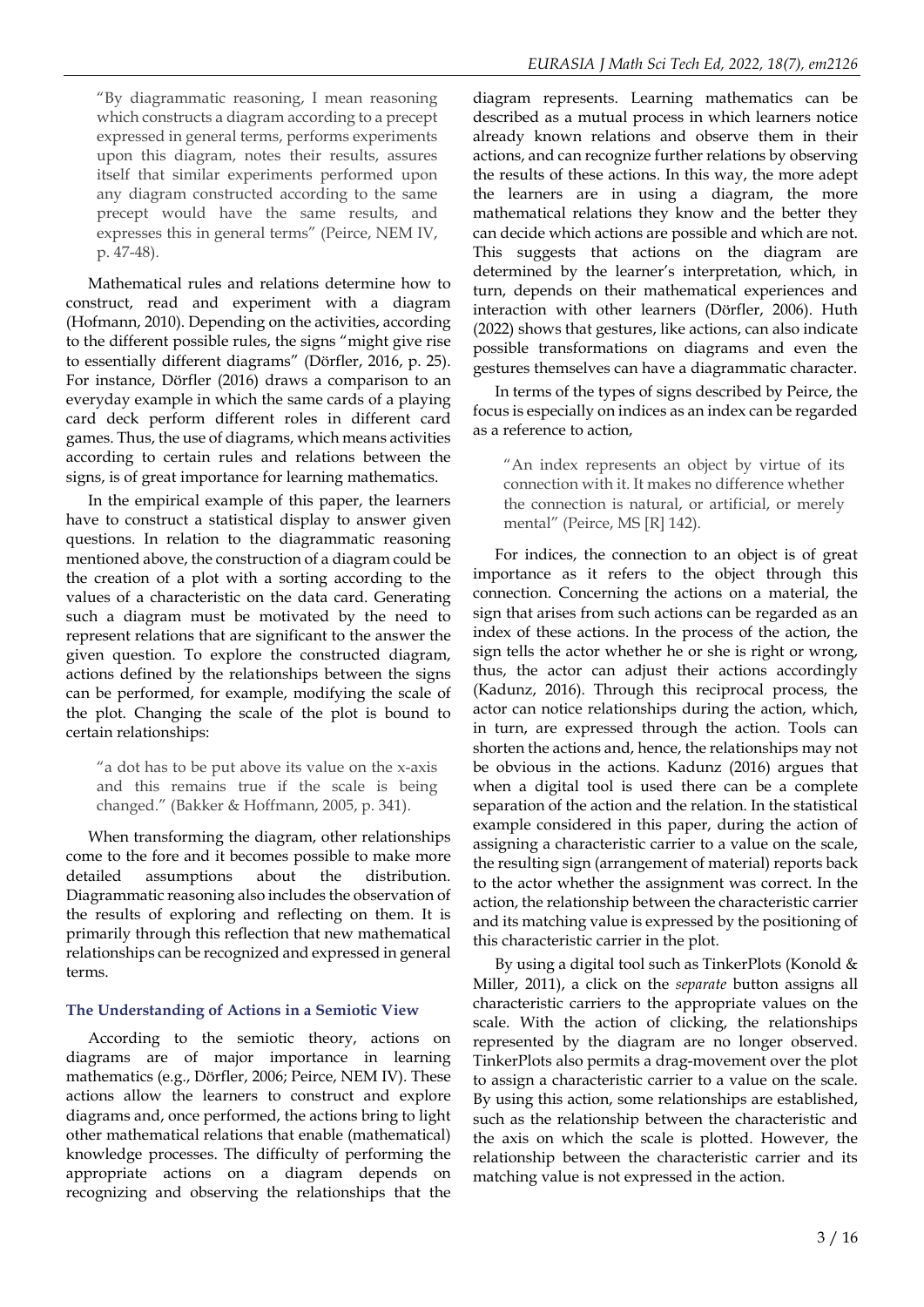> "By diagrammatic reasoning, I mean reasoning which constructs a diagram according to a precept expressed in general terms, performs experiments upon this diagram, notes their results, assures itself that similar experiments performed upon any diagram constructed according to the same precept would have the same results, and expresses this in general terms" (Peirce, NEM IV, p. 47-48).

Mathematical rules and relations determine how to construct, read and experiment with a diagram (Hofmann, 2010). Depending on the activities, according to the different possible rules, the signs "might give rise to essentially different diagrams" (Dörfler, 2016, p. 25). For instance, Dörfler (2016) draws a comparison to an everyday example in which the same cards of a playing card deck perform different roles in different card games. Thus, the use of diagrams, which means activities according to certain rules and relations between the signs, is of great importance for learning mathematics.

In the empirical example of this paper, the learners have to construct a statistical display to answer given questions. In relation to the diagrammatic reasoning mentioned above, the construction of a diagram could be the creation of a plot with a sorting according to the values of a characteristic on the data card. Generating such a diagram must be motivated by the need to represent relations that are significant to the answer the given question. To explore the constructed diagram, actions defined by the relationships between the signs can be performed, for example, modifying the scale of the plot. Changing the scale of the plot is bound to certain relationships:

> "a dot has to be put above its value on the x-axis and this remains true if the scale is being changed." (Bakker & Hoffmann, 2005, p. 341).

When transforming the diagram, other relationships come to the fore and it becomes possible to make more detailed assumptions about the distribution. Diagrammatic reasoning also includes the observation of the results of exploring and reflecting on them. It is primarily through this reflection that new mathematical relationships can be recognized and expressed in general terms.

### The Understanding of Actions in a Semiotic View

According to the semiotic theory, actions on diagrams are of major importance in learning mathematics (e.g., Dörfler, 2006; Peirce, NEM IV). These actions allow the learners to construct and explore diagrams and, once performed, the actions bring to light other mathematical relations that enable (mathematical) knowledge processes. The difficulty of performing the appropriate actions on a diagram depends on recognizing and observing the relationships that the diagram represents. Learning mathematics can be described as a mutual process in which learners notice already known relations and observe them in their actions, and can recognize further relations by observing the results of these actions. In this way, the more adept the learners are in using a diagram, the more mathematical relations they know and the better they can decide which actions are possible and which are not. This suggests that actions on the diagram are determined by the learner's interpretation, which, in turn, depends on their mathematical experiences and interaction with other learners (Dörfler, 2006). Huth (2022) shows that gestures, like actions, can also indicate possible transformations on diagrams and even the gestures themselves can have a diagrammatic character.

In terms of the types of signs described by Peirce, the focus is especially on indices as an index can be regarded as a reference to action,

> "An index represents an object by virtue of its connection with it. It makes no difference whether the connection is natural, or artificial, or merely mental" (Peirce, MS [R] 142).

For indices, the connection to an object is of great importance as it refers to the object through this connection. Concerning the actions on a material, the sign that arises from such actions can be regarded as an index of these actions. In the process of the action, the sign tells the actor whether he or she is right or wrong, thus, the actor can adjust their actions accordingly (Kadunz, 2016). Through this reciprocal process, the actor can notice relationships during the action, which, in turn, are expressed through the action. Tools can shorten the actions and, hence, the relationships may not be obvious in the actions. Kadunz (2016) argues that when a digital tool is used there can be a complete separation of the action and the relation. In the statistical example considered in this paper, during the action of assigning a characteristic carrier to a value on the scale, the resulting sign (arrangement of material) reports back to the actor whether the assignment was correct. In the action, the relationship between the characteristic carrier and its matching value is expressed by the positioning of this characteristic carrier in the plot.

By using a digital tool such as TinkerPlots (Konold & Miller, 2011), a click on the *separate* button assigns all characteristic carriers to the appropriate values on the scale. With the action of clicking, the relationships represented by the diagram are no longer observed. TinkerPlots also permits a drag-movement over the plot to assign a characteristic carrier to a value on the scale. By using this action, some relationships are established, such as the relationship between the characteristic and the axis on which the scale is plotted. However, the relationship between the characteristic carrier and its matching value is not expressed in the action.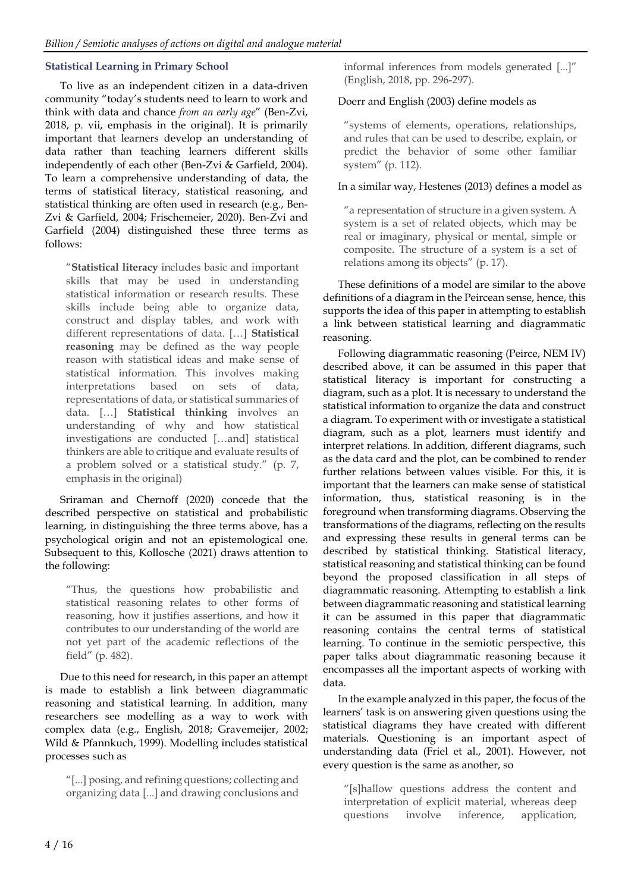### Statistical Learning in Primary School

To live as an independent citizen in a data-driven community "today's students need to learn to work and think with data and chance *from an early age*" (Ben-Zvi, 2018, p. vii, emphasis in the original). It is primarily important that learners develop an understanding of data rather than teaching learners different skills independently of each other (Ben-Zvi & Garfield, 2004). To learn a comprehensive understanding of data, the terms of statistical literacy, statistical reasoning, and statistical thinking are often used in research (e.g., Ben-Zvi & Garfield, 2004; Frischemeier, 2020). Ben-Zvi and Garfield (2004) distinguished these three terms as follows:

> "**Statistical literacy** includes basic and important skills that may be used in understanding statistical information or research results. These skills include being able to organize data, construct and display tables, and work with different representations of data. […] **Statistical reasoning** may be defined as the way people reason with statistical ideas and make sense of statistical information. This involves making interpretations based on sets of data, representations of data, or statistical summaries of data. […] **Statistical thinking** involves an understanding of why and how statistical investigations are conducted […and] statistical thinkers are able to critique and evaluate results of a problem solved or a statistical study." (p. 7, emphasis in the original)

Sriraman and Chernoff (2020) concede that the described perspective on statistical and probabilistic learning, in distinguishing the three terms above, has a psychological origin and not an epistemological one. Subsequent to this, Kollosche (2021) draws attention to the following:

> "Thus, the questions how probabilistic and statistical reasoning relates to other forms of reasoning, how it justifies assertions, and how it contributes to our understanding of the world are not yet part of the academic reflections of the field" (p. 482).

Due to this need for research, in this paper an attempt is made to establish a link between diagrammatic reasoning and statistical learning. In addition, many researchers see modelling as a way to work with complex data (e.g., English, 2018; Gravemeijer, 2002; Wild & Pfannkuch, 1999). Modelling includes statistical processes such as

> "[...] posing, and refining questions; collecting and organizing data [...] and drawing conclusions and informal inferences from models generated [...]" (English, 2018, pp. 296-297).

Doerr and English (2003) define models as

> "systems of elements, operations, relationships, and rules that can be used to describe, explain, or predict the behavior of some other familiar system" (p. 112).

In a similar way, Hestenes (2013) defines a model as

> "a representation of structure in a given system. A system is a set of related objects, which may be real or imaginary, physical or mental, simple or composite. The structure of a system is a set of relations among its objects" (p. 17).

These definitions of a model are similar to the above definitions of a diagram in the Peircean sense, hence, this supports the idea of this paper in attempting to establish a link between statistical learning and diagrammatic reasoning.

Following diagrammatic reasoning (Peirce, NEM IV) described above, it can be assumed in this paper that statistical literacy is important for constructing a diagram, such as a plot. It is necessary to understand the statistical information to organize the data and construct a diagram. To experiment with or investigate a statistical diagram, such as a plot, learners must identify and interpret relations. In addition, different diagrams, such as the data card and the plot, can be combined to render further relations between values visible. For this, it is important that the learners can make sense of statistical information, thus, statistical reasoning is in the foreground when transforming diagrams. Observing the transformations of the diagrams, reflecting on the results and expressing these results in general terms can be described by statistical thinking. Statistical literacy, statistical reasoning and statistical thinking can be found beyond the proposed classification in all steps of diagrammatic reasoning. Attempting to establish a link between diagrammatic reasoning and statistical learning it can be assumed in this paper that diagrammatic reasoning contains the central terms of statistical learning. To continue in the semiotic perspective, this paper talks about diagrammatic reasoning because it encompasses all the important aspects of working with data.

In the example analyzed in this paper, the focus of the learners' task is on answering given questions using the statistical diagrams they have created with different materials. Questioning is an important aspect of understanding data (Friel et al., 2001). However, not every question is the same as another, so

> "[s]hallow questions address the content and interpretation of explicit material, whereas deep questions involve inference, application,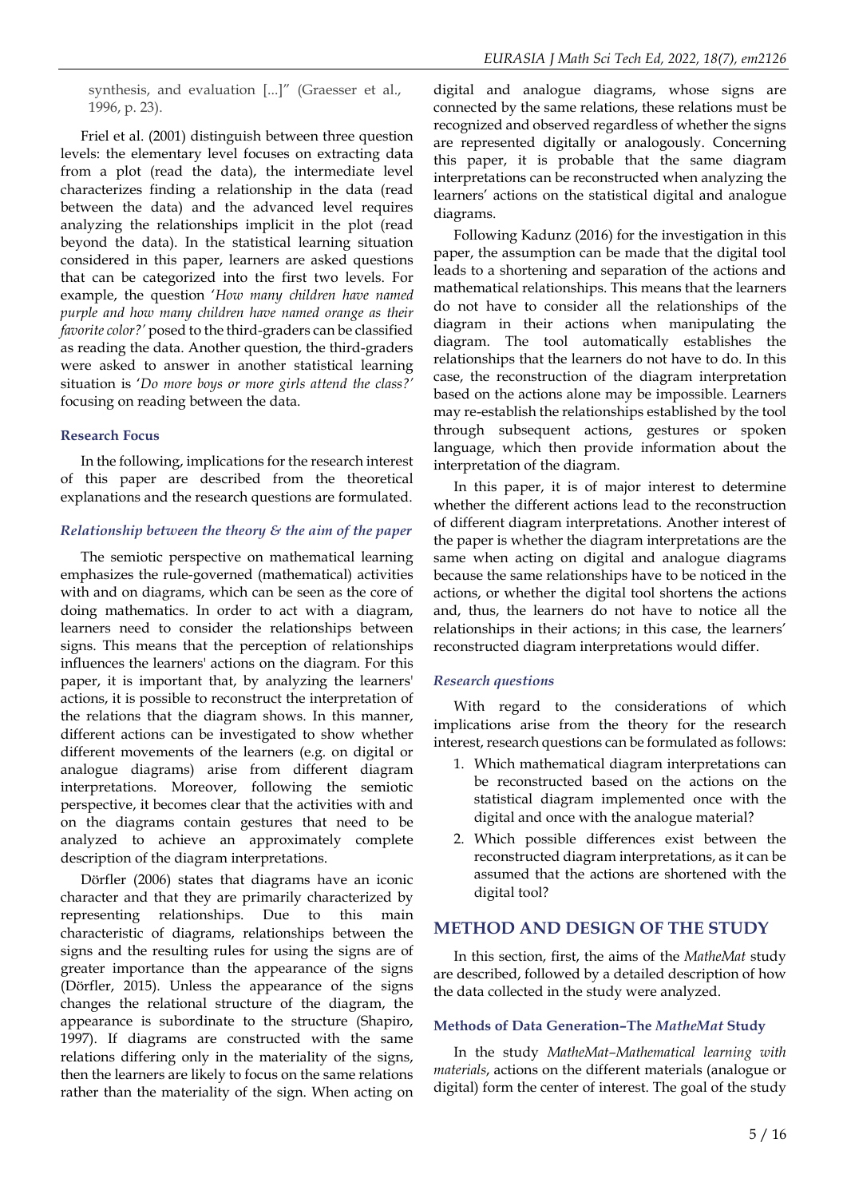synthesis, and evaluation [...]" (Graesser et al., 1996, p. 23).

Friel et al. (2001) distinguish between three question levels: the elementary level focuses on extracting data from a plot (read the data), the intermediate level characterizes finding a relationship in the data (read between the data) and the advanced level requires analyzing the relationships implicit in the plot (read beyond the data). In the statistical learning situation considered in this paper, learners are asked questions that can be categorized into the first two levels. For example, the question '*How many children have named purple and how many children have named orange as their favorite color?*' posed to the third-graders can be classified as reading the data. Another question, the third-graders were asked to answer in another statistical learning situation is '*Do more boys or more girls attend the class?*' focusing on reading between the data.

### Research Focus

In the following, implications for the research interest of this paper are described from the theoretical explanations and the research questions are formulated.

#### *Relationship between the theory & the aim of the paper*

The semiotic perspective on mathematical learning emphasizes the rule-governed (mathematical) activities with and on diagrams, which can be seen as the core of doing mathematics. In order to act with a diagram, learners need to consider the relationships between signs. This means that the perception of relationships influences the learners' actions on the diagram. For this paper, it is important that, by analyzing the learners' actions, it is possible to reconstruct the interpretation of the relations that the diagram shows. In this manner, different actions can be investigated to show whether different movements of the learners (e.g. on digital or analogue diagrams) arise from different diagram interpretations. Moreover, following the semiotic perspective, it becomes clear that the activities with and on the diagrams contain gestures that need to be analyzed to achieve an approximately complete description of the diagram interpretations.

Dörfler (2006) states that diagrams have an iconic character and that they are primarily characterized by representing relationships. Due to this main characteristic of diagrams, relationships between the signs and the resulting rules for using the signs are of greater importance than the appearance of the signs (Dörfler, 2015). Unless the appearance of the signs changes the relational structure of the diagram, the appearance is subordinate to the structure (Shapiro, 1997). If diagrams are constructed with the same relations differing only in the materiality of the signs, then the learners are likely to focus on the same relations rather than the materiality of the sign. When acting on digital and analogue diagrams, whose signs are connected by the same relations, these relations must be recognized and observed regardless of whether the signs are represented digitally or analogously. Concerning this paper, it is probable that the same diagram interpretations can be reconstructed when analyzing the learners' actions on the statistical digital and analogue diagrams.

Following Kadunz (2016) for the investigation in this paper, the assumption can be made that the digital tool leads to a shortening and separation of the actions and mathematical relationships. This means that the learners do not have to consider all the relationships of the diagram in their actions when manipulating the diagram. The tool automatically establishes the relationships that the learners do not have to do. In this case, the reconstruction of the diagram interpretation based on the actions alone may be impossible. Learners may re-establish the relationships established by the tool through subsequent actions, gestures or spoken language, which then provide information about the interpretation of the diagram.

In this paper, it is of major interest to determine whether the different actions lead to the reconstruction of different diagram interpretations. Another interest of the paper is whether the diagram interpretations are the same when acting on digital and analogue diagrams because the same relationships have to be noticed in the actions, or whether the digital tool shortens the actions and, thus, the learners do not have to notice all the relationships in their actions; in this case, the learners' reconstructed diagram interpretations would differ.

#### *Research questions*

With regard to the considerations of which implications arise from the theory for the research interest, research questions can be formulated as follows:

1. Which mathematical diagram interpretations can be reconstructed based on the actions on the statistical diagram implemented once with the digital and once with the analogue material?
2. Which possible differences exist between the reconstructed diagram interpretations, as it can be assumed that the actions are shortened with the digital tool?

## METHOD AND DESIGN OF THE STUDY

In this section, first, the aims of the *MatheMat* study are described, followed by a detailed description of how the data collected in the study were analyzed.

### Methods of Data Generation–The *MatheMat* Study

In the study *MatheMat–Mathematical learning with materials*, actions on the different materials (analogue or digital) form the center of interest. The goal of the study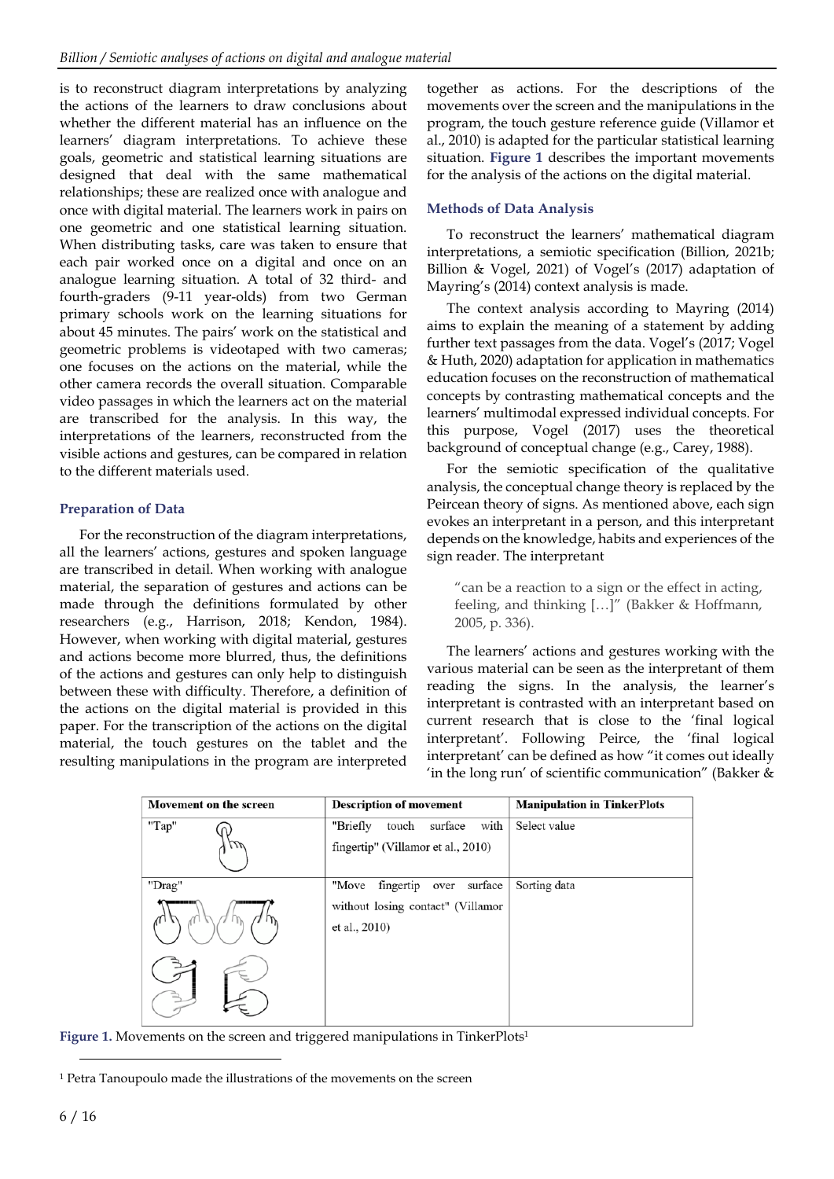is to reconstruct diagram interpretations by analyzing the actions of the learners to draw conclusions about whether the different material has an influence on the learners' diagram interpretations. To achieve these goals, geometric and statistical learning situations are designed that deal with the same mathematical relationships; these are realized once with analogue and once with digital material. The learners work in pairs on one geometric and one statistical learning situation. When distributing tasks, care was taken to ensure that each pair worked once on a digital and once on an analogue learning situation. A total of 32 third- and fourth-graders (9-11 year-olds) from two German primary schools work on the learning situations for about 45 minutes. The pairs' work on the statistical and geometric problems is videotaped with two cameras; one focuses on the actions on the material, while the other camera records the overall situation. Comparable video passages in which the learners act on the material are transcribed for the analysis. In this way, the interpretations of the learners, reconstructed from the visible actions and gestures, can be compared in relation to the different materials used.

### Preparation of Data

For the reconstruction of the diagram interpretations, all the learners' actions, gestures and spoken language are transcribed in detail. When working with analogue material, the separation of gestures and actions can be made through the definitions formulated by other researchers (e.g., Harrison, 2018; Kendon, 1984). However, when working with digital material, gestures and actions become more blurred, thus, the definitions of the actions and gestures can only help to distinguish between these with difficulty. Therefore, a definition of the actions on the digital material is provided in this paper. For the transcription of the actions on the digital material, the touch gestures on the tablet and the resulting manipulations in the program are interpreted together as actions. For the descriptions of the movements over the screen and the manipulations in the program, the touch gesture reference guide (Villamor et al., 2010) is adapted for the particular statistical learning situation. **Figure 1** describes the important movements for the analysis of the actions on the digital material.

### Methods of Data Analysis

To reconstruct the learners' mathematical diagram interpretations, a semiotic specification (Billion, 2021b; Billion & Vogel, 2021) of Vogel's (2017) adaptation of Mayring's (2014) context analysis is made.

The context analysis according to Mayring (2014) aims to explain the meaning of a statement by adding further text passages from the data. Vogel's (2017; Vogel & Huth, 2020) adaptation for application in mathematics education focuses on the reconstruction of mathematical concepts by contrasting mathematical concepts and the learners' multimodal expressed individual concepts. For this purpose, Vogel (2017) uses the theoretical background of conceptual change (e.g., Carey, 1988).

For the semiotic specification of the qualitative analysis, the conceptual change theory is replaced by the Peircean theory of signs. As mentioned above, each sign evokes an interpretant in a person, and this interpretant depends on the knowledge, habits and experiences of the sign reader. The interpretant

> "can be a reaction to a sign or the effect in acting, feeling, and thinking […]" (Bakker & Hoffmann, 2005, p. 336).

The learners' actions and gestures working with the various material can be seen as the interpretant of them reading the signs. In the analysis, the learner's interpretant is contrasted with an interpretant based on current research that is close to the 'final logical interpretant'. Following Peirce, the 'final logical interpretant' can be defined as how "it comes out ideally 'in the long run' of scientific communication" (Bakker &

| Movement on the screen | Description of movement | Manipulation in TinkerPlots |
|---|---|---|
| "Tap" | "Briefly touch surface with fingertip" (Villamor et al., 2010) | Select value |
| "Drag" | "Move fingertip over surface without losing contact" (Villamor et al., 2010) | Sorting data |

**Figure 1.** Movements on the screen and triggered manipulations in TinkerPlots[1]

[1] Petra Tanoupoulo made the illustrations of the movements on the screen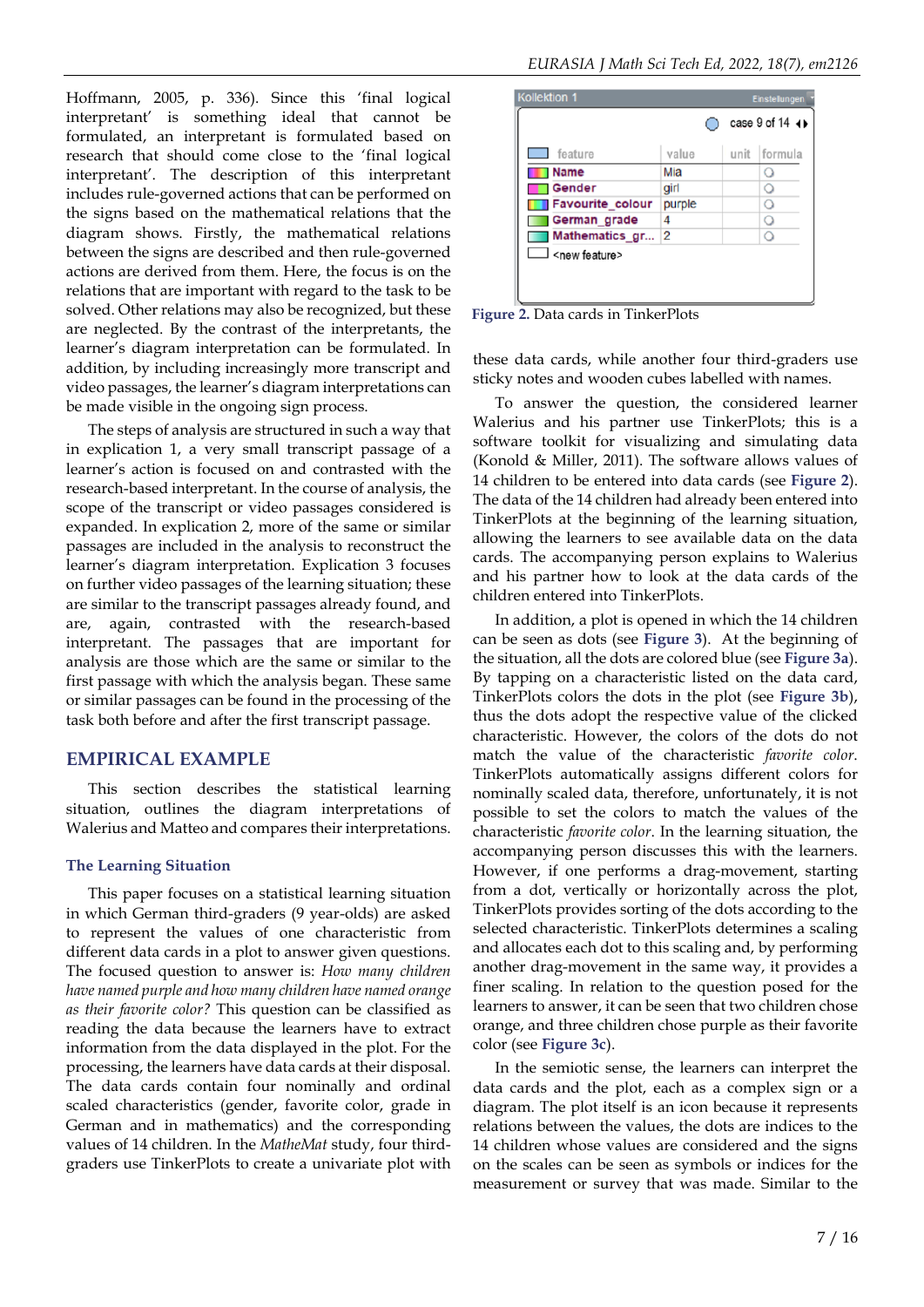Hoffmann, 2005, p. 336). Since this 'final logical interpretant' is something ideal that cannot be formulated, an interpretant is formulated based on research that should come close to the 'final logical interpretant'. The description of this interpretant includes rule-governed actions that can be performed on the signs based on the mathematical relations that the diagram shows. Firstly, the mathematical relations between the signs are described and then rule-governed actions are derived from them. Here, the focus is on the relations that are important with regard to the task to be solved. Other relations may also be recognized, but these are neglected. By the contrast of the interpretants, the learner's diagram interpretation can be formulated. In addition, by including increasingly more transcript and video passages, the learner's diagram interpretations can be made visible in the ongoing sign process.

The steps of analysis are structured in such a way that in explication 1, a very small transcript passage of a learner's action is focused on and contrasted with the research-based interpretant. In the course of analysis, the scope of the transcript or video passages considered is expanded. In explication 2, more of the same or similar passages are included in the analysis to reconstruct the learner's diagram interpretation. Explication 3 focuses on further video passages of the learning situation; these are similar to the transcript passages already found, and are, again, contrasted with the research-based interpretant. The passages that are important for analysis are those which are the same or similar to the first passage with which the analysis began. These same or similar passages can be found in the processing of the task both before and after the first transcript passage.

## EMPIRICAL EXAMPLE

This section describes the statistical learning situation, outlines the diagram interpretations of Walerius and Matteo and compares their interpretations.

### The Learning Situation

This paper focuses on a statistical learning situation in which German third-graders (9 year-olds) are asked to represent the values of one characteristic from different data cards in a plot to answer given questions. The focused question to answer is: *How many children have named purple and how many children have named orange as their favorite color?* This question can be classified as reading the data because the learners have to extract information from the data displayed in the plot. For the processing, the learners have data cards at their disposal. The data cards contain four nominally and ordinal scaled characteristics (gender, favorite color, grade in German and in mathematics) and the corresponding values of 14 children. In the *MatheMat* study, four third-graders use TinkerPlots to create a univariate plot with these data cards, while another four third-graders use sticky notes and wooden cubes labelled with names.

| feature | value | unit | formula |
|---|---|---|---|
| Name | Mia | | |
| Gender | girl | | |
| Favourite_colour | purple | | |
| German_grade | 4 | | |
| Mathematics_gr... | 2 | | |
| <new feature> | | | |

**Figure 2.** Data cards in TinkerPlots

To answer the question, the considered learner Walerius and his partner use TinkerPlots; this is a software toolkit for visualizing and simulating data (Konold & Miller, 2011). The software allows values of 14 children to be entered into data cards (see **Figure 2**). The data of the 14 children had already been entered into TinkerPlots at the beginning of the learning situation, allowing the learners to see available data on the data cards. The accompanying person explains to Walerius and his partner how to look at the data cards of the children entered into TinkerPlots.

In addition, a plot is opened in which the 14 children can be seen as dots (see **Figure 3**). At the beginning of the situation, all the dots are colored blue (see **Figure 3a**). By tapping on a characteristic listed on the data card, TinkerPlots colors the dots in the plot (see **Figure 3b**), thus the dots adopt the respective value of the clicked characteristic. However, the colors of the dots do not match the value of the characteristic *favorite color*. TinkerPlots automatically assigns different colors for nominally scaled data, therefore, unfortunately, it is not possible to set the colors to match the values of the characteristic *favorite color*. In the learning situation, the accompanying person discusses this with the learners. However, if one performs a drag-movement, starting from a dot, vertically or horizontally across the plot, TinkerPlots provides sorting of the dots according to the selected characteristic. TinkerPlots determines a scaling and allocates each dot to this scaling and, by performing another drag-movement in the same way, it provides a finer scaling. In relation to the question posed for the learners to answer, it can be seen that two children chose orange, and three children chose purple as their favorite color (see **Figure 3c**).

In the semiotic sense, the learners can interpret the data cards and the plot, each as a complex sign or a diagram. The plot itself is an icon because it represents relations between the values, the dots are indices to the 14 children whose values are considered and the signs on the scales can be seen as symbols or indices for the measurement or survey that was made. Similar to the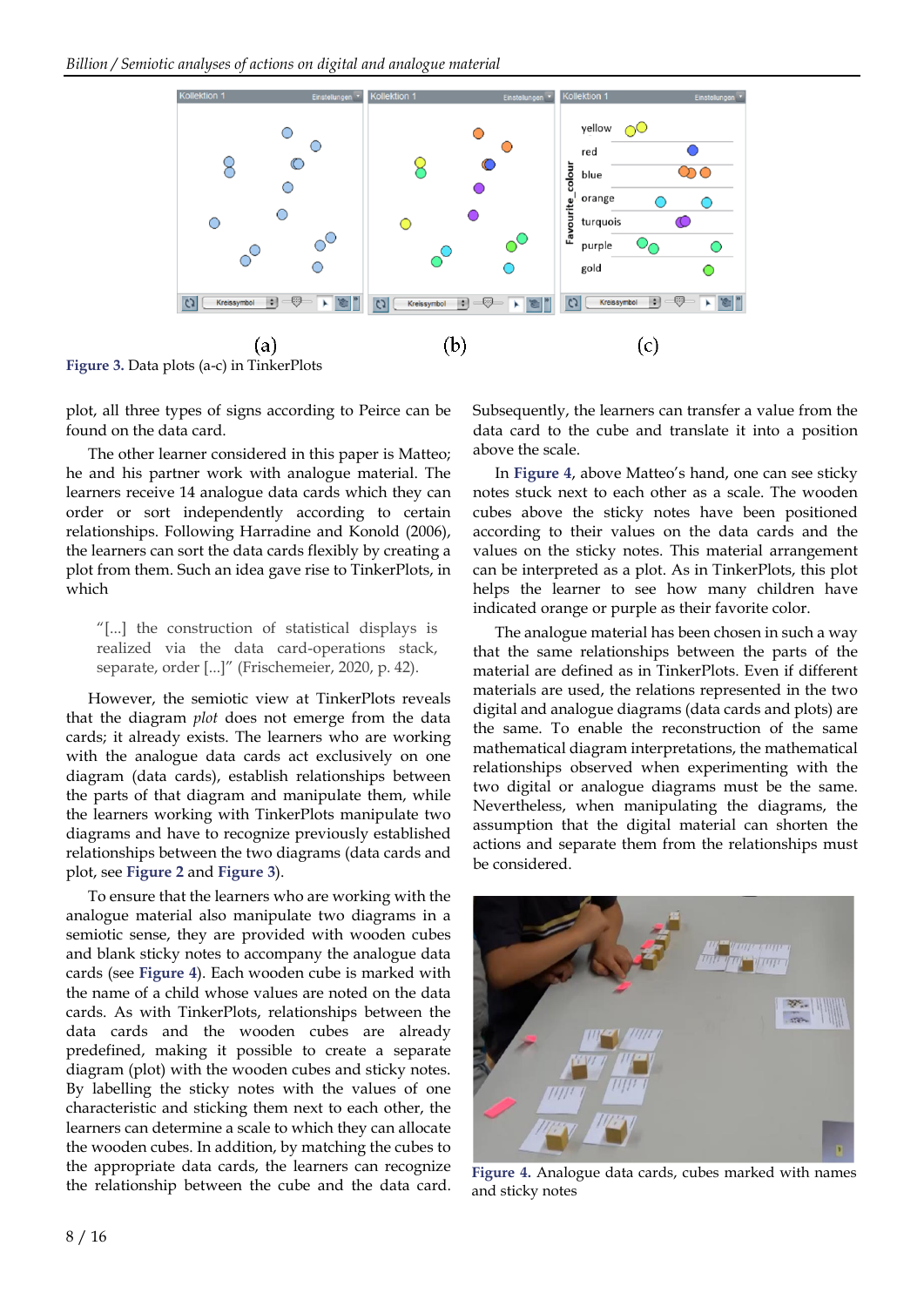Figure 3. Data plots (a-c) in TinkerPlots

plot, all three types of signs according to Peirce can be found on the data card.

The other learner considered in this paper is Matteo; he and his partner work with analogue material. The learners receive 14 analogue data cards which they can order or sort independently according to certain relationships. Following Harradine and Konold (2006), the learners can sort the data cards flexibly by creating a plot from them. Such an idea gave rise to TinkerPlots, in which

> "[...] the construction of statistical displays is realized via the data card-operations stack, separate, order [...]" (Frischemeier, 2020, p. 42).

However, the semiotic view at TinkerPlots reveals that the diagram *plot* does not emerge from the data cards; it already exists. The learners who are working with the analogue data cards act exclusively on one diagram (data cards), establish relationships between the parts of that diagram and manipulate them, while the learners working with TinkerPlots manipulate two diagrams and have to recognize previously established relationships between the two diagrams (data cards and plot, see Figure 2 and Figure 3).

To ensure that the learners who are working with the analogue material also manipulate two diagrams in a semiotic sense, they are provided with wooden cubes and blank sticky notes to accompany the analogue data cards (see Figure 4). Each wooden cube is marked with the name of a child whose values are noted on the data cards. As with TinkerPlots, relationships between the data cards and the wooden cubes are already predefined, making it possible to create a separate diagram (plot) with the wooden cubes and sticky notes. By labelling the sticky notes with the values of one characteristic and sticking them next to each other, the learners can determine a scale to which they can allocate the wooden cubes. In addition, by matching the cubes to the appropriate data cards, the learners can recognize the relationship between the cube and the data card. Subsequently, the learners can transfer a value from the data card to the cube and translate it into a position above the scale.

In Figure 4, above Matteo's hand, one can see sticky notes stuck next to each other as a scale. The wooden cubes above the sticky notes have been positioned according to their values on the data cards and the values on the sticky notes. This material arrangement can be interpreted as a plot. As in TinkerPlots, this plot helps the learner to see how many children have indicated orange or purple as their favorite color.

The analogue material has been chosen in such a way that the same relationships between the parts of the material are defined as in TinkerPlots. Even if different materials are used, the relations represented in the two digital and analogue diagrams (data cards and plots) are the same. To enable the reconstruction of the same mathematical diagram interpretations, the mathematical relationships observed when experimenting with the two digital or analogue diagrams must be the same. Nevertheless, when manipulating the diagrams, the assumption that the digital material can shorten the actions and separate them from the relationships must be considered.

Figure 4. Analogue data cards, cubes marked with names and sticky notes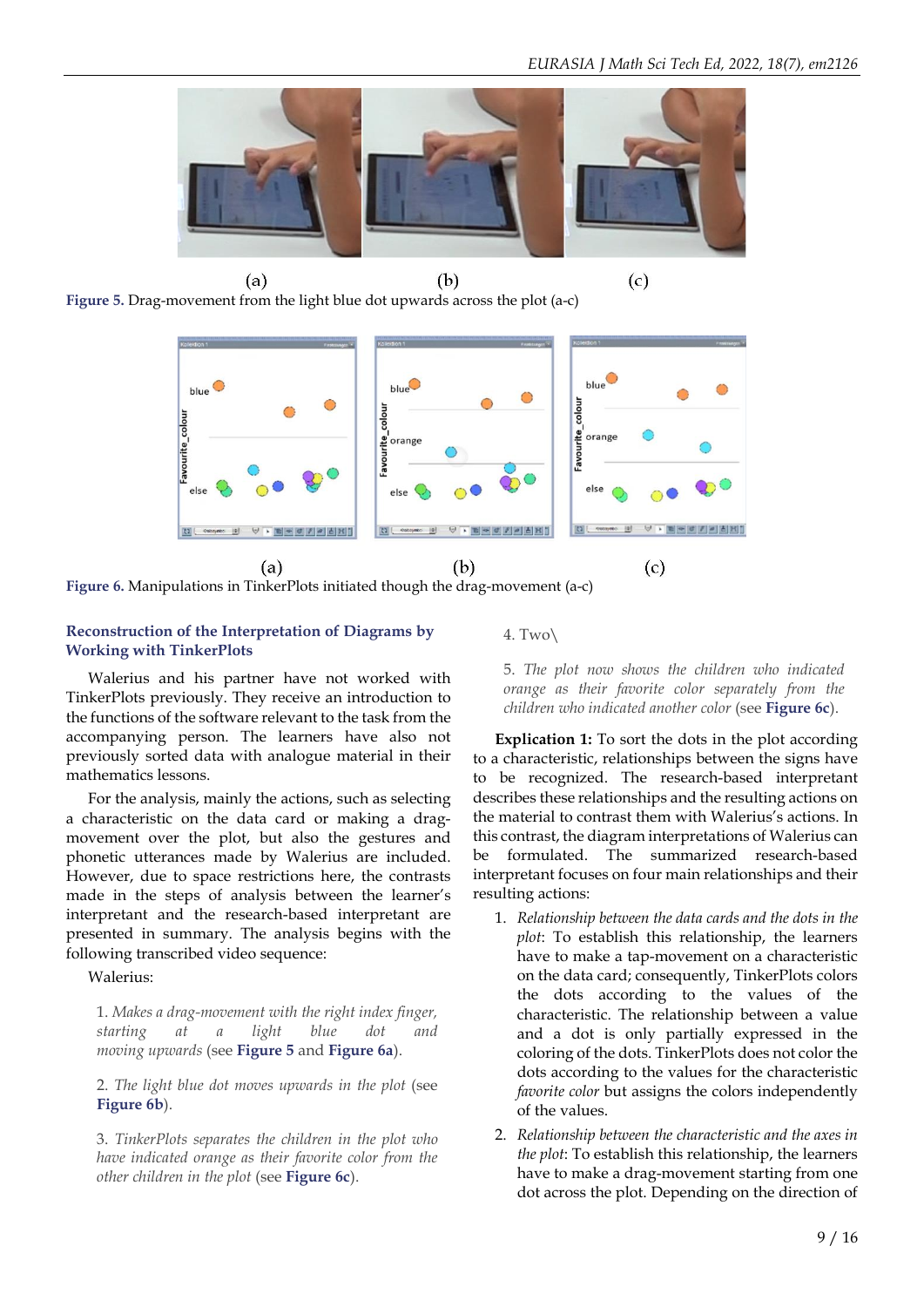Figure 5. Drag-movement from the light blue dot upwards across the plot (a-c)

Figure 6. Manipulations in TinkerPlots initiated though the drag-movement (a-c)

### Reconstruction of the Interpretation of Diagrams by Working with TinkerPlots

Walerius and his partner have not worked with TinkerPlots previously. They receive an introduction to the functions of the software relevant to the task from the accompanying person. The learners have also not previously sorted data with analogue material in their mathematics lessons.

For the analysis, mainly the actions, such as selecting a characteristic on the data card or making a drag-movement over the plot, but also the gestures and phonetic utterances made by Walerius are included. However, due to space restrictions here, the contrasts made in the steps of analysis between the learner's interpretant and the research-based interpretant are presented in summary. The analysis begins with the following transcribed video sequence:

Walerius:

1. *Makes a drag-movement with the right index finger, starting at a light blue dot and moving upwards* (see **Figure 5** and **Figure 6a**).

2. *The light blue dot moves upwards in the plot* (see **Figure 6b**).

3. *TinkerPlots separates the children in the plot who have indicated orange as their favorite color from the other children in the plot* (see **Figure 6c**).

4. Two\

5. *The plot now shows the children who indicated orange as their favorite color separately from the children who indicated another color* (see **Figure 6c**).

**Explication 1:** To sort the dots in the plot according to a characteristic, relationships between the signs have to be recognized. The research-based interpretant describes these relationships and the resulting actions on the material to contrast them with Walerius's actions. In this contrast, the diagram interpretations of Walerius can be formulated. The summarized research-based interpretant focuses on four main relationships and their resulting actions:

1. *Relationship between the data cards and the dots in the plot*: To establish this relationship, the learners have to make a tap-movement on a characteristic on the data card; consequently, TinkerPlots colors the dots according to the values of the characteristic. The relationship between a value and a dot is only partially expressed in the coloring of the dots. TinkerPlots does not color the dots according to the values for the characteristic *favorite color* but assigns the colors independently of the values.
2. *Relationship between the characteristic and the axes in the plot*: To establish this relationship, the learners have to make a drag-movement starting from one dot across the plot. Depending on the direction of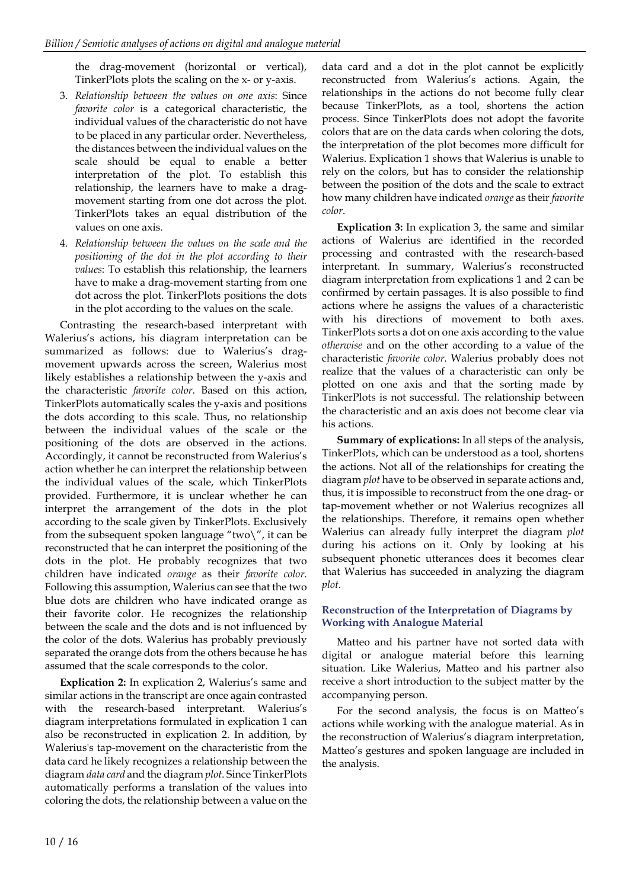the drag-movement (horizontal or vertical), TinkerPlots plots the scaling on the x- or y-axis.

3. *Relationship between the values on one axis*: Since *favorite color* is a categorical characteristic, the individual values of the characteristic do not have to be placed in any particular order. Nevertheless, the distances between the individual values on the scale should be equal to enable a better interpretation of the plot. To establish this relationship, the learners have to make a drag-movement starting from one dot across the plot. TinkerPlots takes an equal distribution of the values on one axis.
4. *Relationship between the values on the scale and the positioning of the dot in the plot according to their values*: To establish this relationship, the learners have to make a drag-movement starting from one dot across the plot. TinkerPlots positions the dots in the plot according to the values on the scale.

Contrasting the research-based interpretant with Walerius's actions, his diagram interpretation can be summarized as follows: due to Walerius's drag-movement upwards across the screen, Walerius most likely establishes a relationship between the y-axis and the characteristic *favorite color*. Based on this action, TinkerPlots automatically scales the y-axis and positions the dots according to this scale. Thus, no relationship between the individual values of the scale or the positioning of the dots are observed in the actions. Accordingly, it cannot be reconstructed from Walerius's action whether he can interpret the relationship between the individual values of the scale, which TinkerPlots provided. Furthermore, it is unclear whether he can interpret the arrangement of the dots in the plot according to the scale given by TinkerPlots. Exclusively from the subsequent spoken language "two\", it can be reconstructed that he can interpret the positioning of the dots in the plot. He probably recognizes that two children have indicated *orange* as their *favorite color*. Following this assumption, Walerius can see that the two blue dots are children who have indicated orange as their favorite color. He recognizes the relationship between the scale and the dots and is not influenced by the color of the dots. Walerius has probably previously separated the orange dots from the others because he has assumed that the scale corresponds to the color.

**Explication 2:** In explication 2, Walerius's same and similar actions in the transcript are once again contrasted with the research-based interpretant. Walerius's diagram interpretations formulated in explication 1 can also be reconstructed in explication 2. In addition, by Walerius's tap-movement on the characteristic from the data card he likely recognizes a relationship between the diagram *data card* and the diagram *plot*. Since TinkerPlots automatically performs a translation of the values into coloring the dots, the relationship between a value on the data card and a dot in the plot cannot be explicitly reconstructed from Walerius's actions. Again, the relationships in the actions do not become fully clear because TinkerPlots, as a tool, shortens the action process. Since TinkerPlots does not adopt the favorite colors that are on the data cards when coloring the dots, the interpretation of the plot becomes more difficult for Walerius. Explication 1 shows that Walerius is unable to rely on the colors, but has to consider the relationship between the position of the dots and the scale to extract how many children have indicated *orange* as their *favorite color*.

**Explication 3:** In explication 3, the same and similar actions of Walerius are identified in the recorded processing and contrasted with the research-based interpretant. In summary, Walerius's reconstructed diagram interpretation from explications 1 and 2 can be confirmed by certain passages. It is also possible to find actions where he assigns the values of a characteristic with his directions of movement to both axes. TinkerPlots sorts a dot on one axis according to the value *otherwise* and on the other according to a value of the characteristic *favorite color*. Walerius probably does not realize that the values of a characteristic can only be plotted on one axis and that the sorting made by TinkerPlots is not successful. The relationship between the characteristic and an axis does not become clear via his actions.

**Summary of explications:** In all steps of the analysis, TinkerPlots, which can be understood as a tool, shortens the actions. Not all of the relationships for creating the diagram *plot* have to be observed in separate actions and, thus, it is impossible to reconstruct from the one drag- or tap-movement whether or not Walerius recognizes all the relationships. Therefore, it remains open whether Walerius can already fully interpret the diagram *plot* during his actions on it. Only by looking at his subsequent phonetic utterances does it becomes clear that Walerius has succeeded in analyzing the diagram *plot*.

### Reconstruction of the Interpretation of Diagrams by Working with Analogue Material

Matteo and his partner have not sorted data with digital or analogue material before this learning situation. Like Walerius, Matteo and his partner also receive a short introduction to the subject matter by the accompanying person.

For the second analysis, the focus is on Matteo's actions while working with the analogue material. As in the reconstruction of Walerius's diagram interpretation, Matteo's gestures and spoken language are included in the analysis.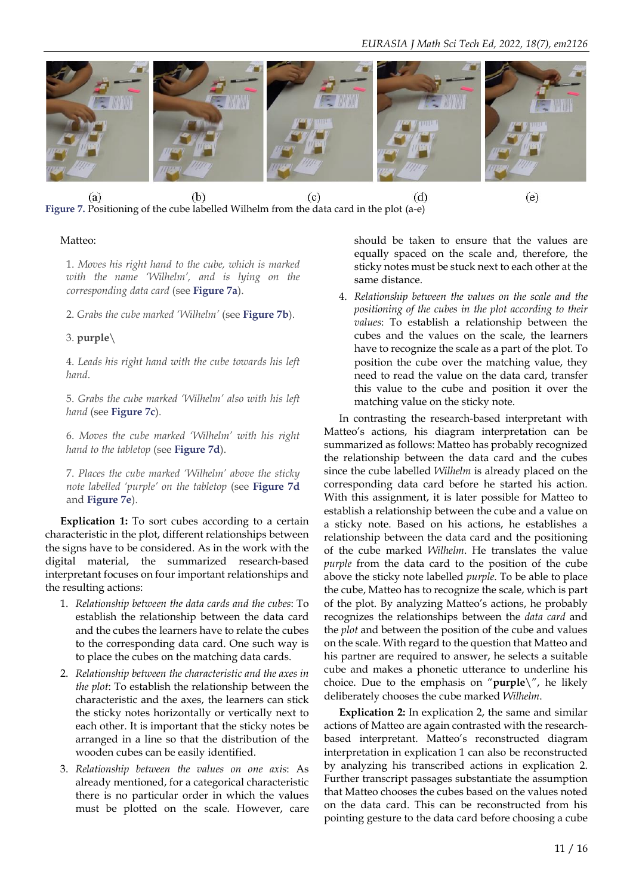(a) (b) (c) (d) (e)

**Figure 7.** Positioning of the cube labelled Wilhelm from the data card in the plot (a-e)

Matteo:

1. *Moves his right hand to the cube, which is marked with the name 'Wilhelm', and is lying on the corresponding data card* (see **Figure 7a**).

2. *Grabs the cube marked 'Wilhelm'* (see **Figure 7b**).

3. **purple**\

4. *Leads his right hand with the cube towards his left hand*.

5. *Grabs the cube marked 'Wilhelm' also with his left hand* (see **Figure 7c**).

6. *Moves the cube marked 'Wilhelm' with his right hand to the tabletop* (see **Figure 7d**).

7. *Places the cube marked 'Wilhelm' above the sticky note labelled 'purple' on the tabletop* (see **Figure 7d** and **Figure 7e**).

**Explication 1:** To sort cubes according to a certain characteristic in the plot, different relationships between the signs have to be considered. As in the work with the digital material, the summarized research-based interpretant focuses on four important relationships and the resulting actions:

1. *Relationship between the data cards and the cubes*: To establish the relationship between the data card and the cubes the learners have to relate the cubes to the corresponding data card. One such way is to place the cubes on the matching data cards.
2. *Relationship between the characteristic and the axes in the plot*: To establish the relationship between the characteristic and the axes, the learners can stick the sticky notes horizontally or vertically next to each other. It is important that the sticky notes be arranged in a line so that the distribution of the wooden cubes can be easily identified.
3. *Relationship between the values on one axis*: As already mentioned, for a categorical characteristic there is no particular order in which the values must be plotted on the scale. However, care should be taken to ensure that the values are equally spaced on the scale and, therefore, the sticky notes must be stuck next to each other at the same distance.
4. *Relationship between the values on the scale and the positioning of the cubes in the plot according to their values*: To establish a relationship between the cubes and the values on the scale, the learners have to recognize the scale as a part of the plot. To position the cube over the matching value, they need to read the value on the data card, transfer this value to the cube and position it over the matching value on the sticky note.

In contrasting the research-based interpretant with Matteo's actions, his diagram interpretation can be summarized as follows: Matteo has probably recognized the relationship between the data card and the cubes since the cube labelled *Wilhelm* is already placed on the corresponding data card before he started his action. With this assignment, it is later possible for Matteo to establish a relationship between the cube and a value on a sticky note. Based on his actions, he establishes a relationship between the data card and the positioning of the cube marked *Wilhelm*. He translates the value *purple* from the data card to the position of the cube above the sticky note labelled *purple*. To be able to place the cube, Matteo has to recognize the scale, which is part of the plot. By analyzing Matteo's actions, he probably recognizes the relationships between the *data card* and the *plot* and between the position of the cube and values on the scale. With regard to the question that Matteo and his partner are required to answer, he selects a suitable cube and makes a phonetic utterance to underline his choice. Due to the emphasis on "**purple**\", he likely deliberately chooses the cube marked *Wilhelm*.

**Explication 2:** In explication 2, the same and similar actions of Matteo are again contrasted with the research-based interpretant. Matteo's reconstructed diagram interpretation in explication 1 can also be reconstructed by analyzing his transcribed actions in explication 2. Further transcript passages substantiate the assumption that Matteo chooses the cubes based on the values noted on the data card. This can be reconstructed from his pointing gesture to the data card before choosing a cube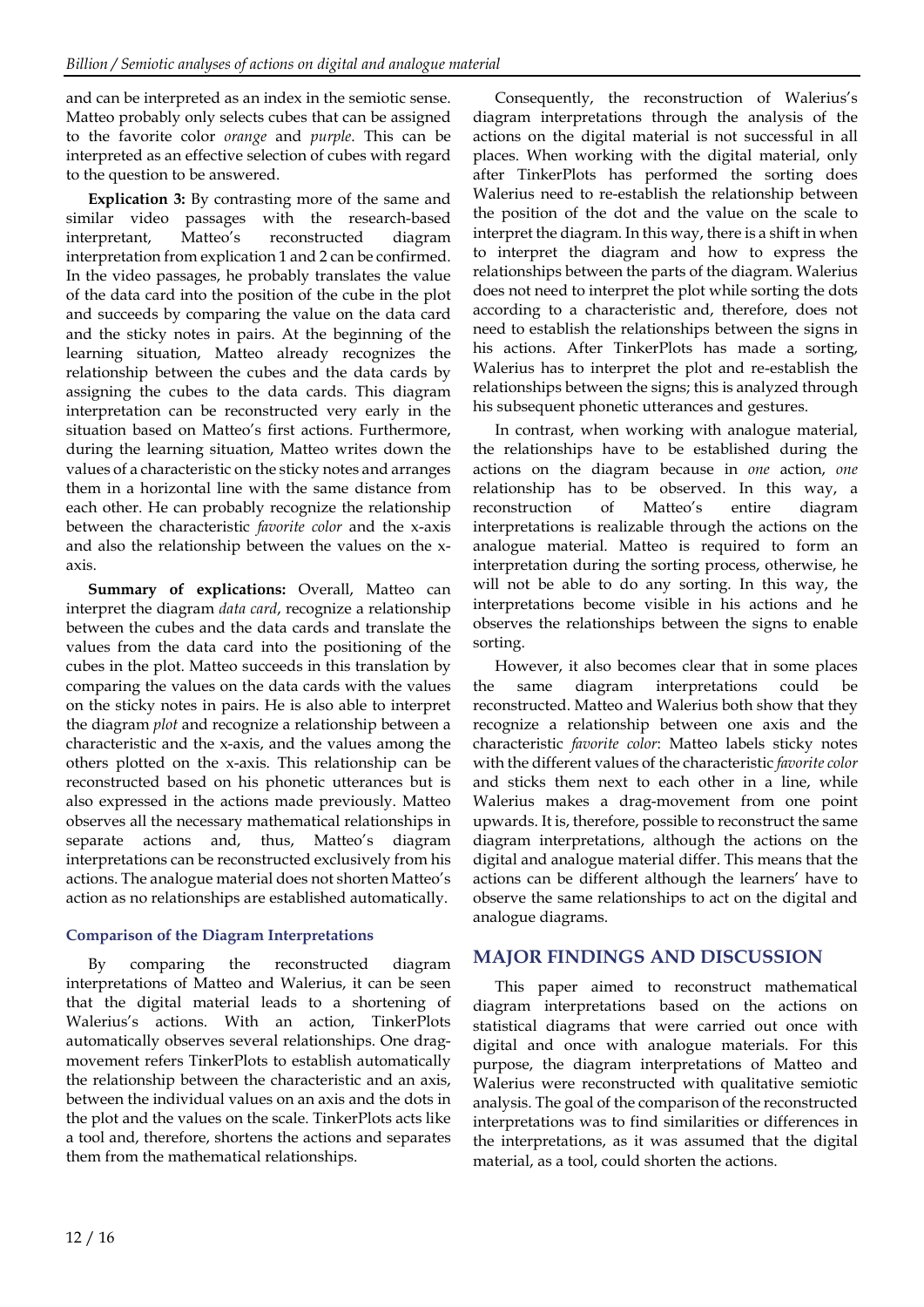and can be interpreted as an index in the semiotic sense. Matteo probably only selects cubes that can be assigned to the favorite color *orange* and *purple*. This can be interpreted as an effective selection of cubes with regard to the question to be answered.

**Explication 3:** By contrasting more of the same and similar video passages with the research-based interpretant, Matteo's reconstructed diagram interpretation from explication 1 and 2 can be confirmed. In the video passages, he probably translates the value of the data card into the position of the cube in the plot and succeeds by comparing the value on the data card and the sticky notes in pairs. At the beginning of the learning situation, Matteo already recognizes the relationship between the cubes and the data cards by assigning the cubes to the data cards. This diagram interpretation can be reconstructed very early in the situation based on Matteo's first actions. Furthermore, during the learning situation, Matteo writes down the values of a characteristic on the sticky notes and arranges them in a horizontal line with the same distance from each other. He can probably recognize the relationship between the characteristic *favorite color* and the x-axis and also the relationship between the values on the x-axis.

**Summary of explications:** Overall, Matteo can interpret the diagram *data card*, recognize a relationship between the cubes and the data cards and translate the values from the data card into the positioning of the cubes in the plot. Matteo succeeds in this translation by comparing the values on the data cards with the values on the sticky notes in pairs. He is also able to interpret the diagram *plot* and recognize a relationship between a characteristic and the x-axis, and the values among the others plotted on the x-axis. This relationship can be reconstructed based on his phonetic utterances but is also expressed in the actions made previously. Matteo observes all the necessary mathematical relationships in separate actions and, thus, Matteo's diagram interpretations can be reconstructed exclusively from his actions. The analogue material does not shorten Matteo's action as no relationships are established automatically.

### Comparison of the Diagram Interpretations

By comparing the reconstructed diagram interpretations of Matteo and Walerius, it can be seen that the digital material leads to a shortening of Walerius's actions. With an action, TinkerPlots automatically observes several relationships. One drag-movement refers TinkerPlots to establish automatically the relationship between the characteristic and an axis, between the individual values on an axis and the dots in the plot and the values on the scale. TinkerPlots acts like a tool and, therefore, shortens the actions and separates them from the mathematical relationships.

Consequently, the reconstruction of Walerius's diagram interpretations through the analysis of the actions on the digital material is not successful in all places. When working with the digital material, only after TinkerPlots has performed the sorting does Walerius need to re-establish the relationship between the position of the dot and the value on the scale to interpret the diagram. In this way, there is a shift in when to interpret the diagram and how to express the relationships between the parts of the diagram. Walerius does not need to interpret the plot while sorting the dots according to a characteristic and, therefore, does not need to establish the relationships between the signs in his actions. After TinkerPlots has made a sorting, Walerius has to interpret the plot and re-establish the relationships between the signs; this is analyzed through his subsequent phonetic utterances and gestures.

In contrast, when working with analogue material, the relationships have to be established during the actions on the diagram because in *one* action, *one* relationship has to be observed. In this way, a reconstruction of Matteo's entire diagram interpretations is realizable through the actions on the analogue material. Matteo is required to form an interpretation during the sorting process, otherwise, he will not be able to do any sorting. In this way, the interpretations become visible in his actions and he observes the relationships between the signs to enable sorting.

However, it also becomes clear that in some places the same diagram interpretations could be reconstructed. Matteo and Walerius both show that they recognize a relationship between one axis and the characteristic *favorite color*: Matteo labels sticky notes with the different values of the characteristic *favorite color* and sticks them next to each other in a line, while Walerius makes a drag-movement from one point upwards. It is, therefore, possible to reconstruct the same diagram interpretations, although the actions on the digital and analogue material differ. This means that the actions can be different although the learners' have to observe the same relationships to act on the digital and analogue diagrams.

## MAJOR FINDINGS AND DISCUSSION

This paper aimed to reconstruct mathematical diagram interpretations based on the actions on statistical diagrams that were carried out once with digital and once with analogue materials. For this purpose, the diagram interpretations of Matteo and Walerius were reconstructed with qualitative semiotic analysis. The goal of the comparison of the reconstructed interpretations was to find similarities or differences in the interpretations, as it was assumed that the digital material, as a tool, could shorten the actions.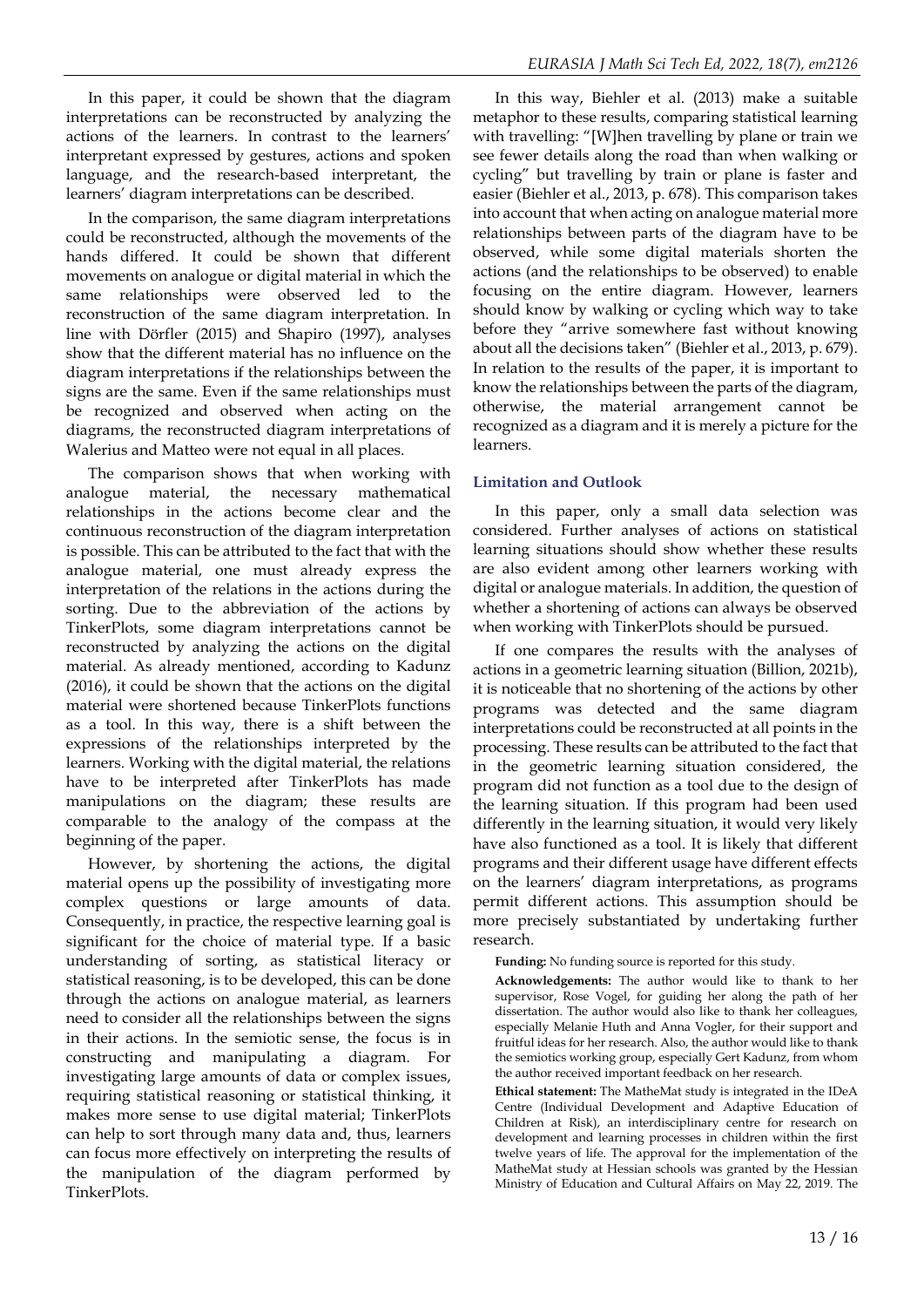In this paper, it could be shown that the diagram interpretations can be reconstructed by analyzing the actions of the learners. In contrast to the learners' interpretant expressed by gestures, actions and spoken language, and the research-based interpretant, the learners' diagram interpretations can be described.

In the comparison, the same diagram interpretations could be reconstructed, although the movements of the hands differed. It could be shown that different movements on analogue or digital material in which the same relationships were observed led to the reconstruction of the same diagram interpretation. In line with Dörfler (2015) and Shapiro (1997), analyses show that the different material has no influence on the diagram interpretations if the relationships between the signs are the same. Even if the same relationships must be recognized and observed when acting on the diagrams, the reconstructed diagram interpretations of Walerius and Matteo were not equal in all places.

The comparison shows that when working with analogue material, the necessary mathematical relationships in the actions become clear and the continuous reconstruction of the diagram interpretation is possible. This can be attributed to the fact that with the analogue material, one must already express the interpretation of the relations in the actions during the sorting. Due to the abbreviation of the actions by TinkerPlots, some diagram interpretations cannot be reconstructed by analyzing the actions on the digital material. As already mentioned, according to Kadunz (2016), it could be shown that the actions on the digital material were shortened because TinkerPlots functions as a tool. In this way, there is a shift between the expressions of the relationships interpreted by the learners. Working with the digital material, the relations have to be interpreted after TinkerPlots has made manipulations on the diagram; these results are comparable to the analogy of the compass at the beginning of the paper.

However, by shortening the actions, the digital material opens up the possibility of investigating more complex questions or large amounts of data. Consequently, in practice, the respective learning goal is significant for the choice of material type. If a basic understanding of sorting, as statistical literacy or statistical reasoning, is to be developed, this can be done through the actions on analogue material, as learners need to consider all the relationships between the signs in their actions. In the semiotic sense, the focus is in constructing and manipulating a diagram. For investigating large amounts of data or complex issues, requiring statistical reasoning or statistical thinking, it makes more sense to use digital material; TinkerPlots can help to sort through many data and, thus, learners can focus more effectively on interpreting the results of the manipulation of the diagram performed by TinkerPlots.

In this way, Biehler et al. (2013) make a suitable metaphor to these results, comparing statistical learning with travelling: "[W]hen travelling by plane or train we see fewer details along the road than when walking or cycling" but travelling by train or plane is faster and easier (Biehler et al., 2013, p. 678). This comparison takes into account that when acting on analogue material more relationships between parts of the diagram have to be observed, while some digital materials shorten the actions (and the relationships to be observed) to enable focusing on the entire diagram. However, learners should know by walking or cycling which way to take before they "arrive somewhere fast without knowing about all the decisions taken" (Biehler et al., 2013, p. 679). In relation to the results of the paper, it is important to know the relationships between the parts of the diagram, otherwise, the material arrangement cannot be recognized as a diagram and it is merely a picture for the learners.

### Limitation and Outlook

In this paper, only a small data selection was considered. Further analyses of actions on statistical learning situations should show whether these results are also evident among other learners working with digital or analogue materials. In addition, the question of whether a shortening of actions can always be observed when working with TinkerPlots should be pursued.

If one compares the results with the analyses of actions in a geometric learning situation (Billion, 2021b), it is noticeable that no shortening of the actions by other programs was detected and the same diagram interpretations could be reconstructed at all points in the processing. These results can be attributed to the fact that in the geometric learning situation considered, the program did not function as a tool due to the design of the learning situation. If this program had been used differently in the learning situation, it would very likely have also functioned as a tool. It is likely that different programs and their different usage have different effects on the learners' diagram interpretations, as programs permit different actions. This assumption should be more precisely substantiated by undertaking further research.

**Funding:** No funding source is reported for this study.

**Acknowledgements:** The author would like to thank to her supervisor, Rose Vogel, for guiding her along the path of her dissertation. The author would also like to thank her colleagues, especially Melanie Huth and Anna Vogler, for their support and fruitful ideas for her research. Also, the author would like to thank the semiotics working group, especially Gert Kadunz, from whom the author received important feedback on her research.

**Ethical statement:** The MatheMat study is integrated in the IDeA Centre (Individual Development and Adaptive Education of Children at Risk), an interdisciplinary centre for research on development and learning processes in children within the first twelve years of life. The approval for the implementation of the MatheMat study at Hessian schools was granted by the Hessian Ministry of Education and Cultural Affairs on May 22, 2019. The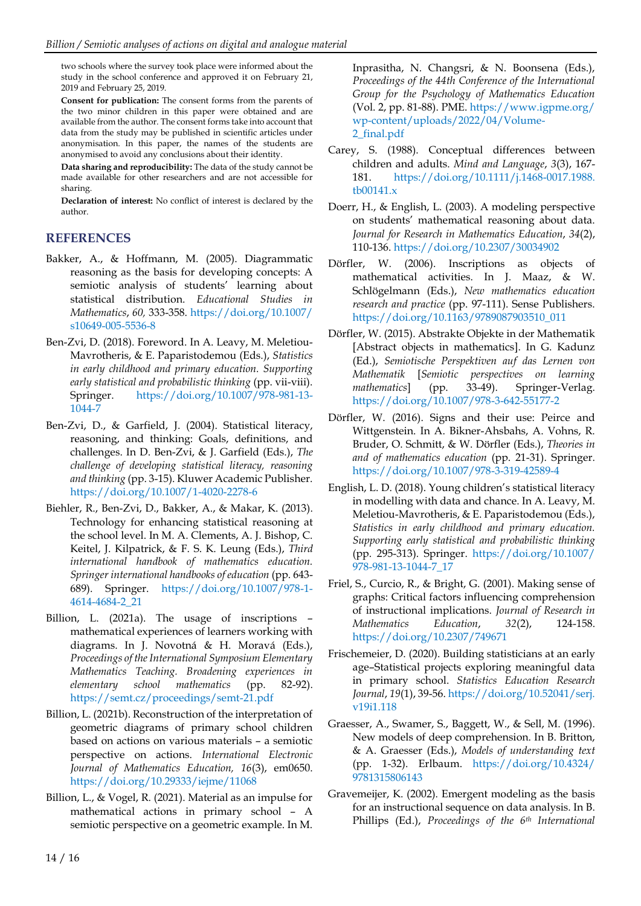two schools where the survey took place were informed about the study in the school conference and approved it on February 21, 2019 and February 25, 2019.

**Consent for publication:** The consent forms from the parents of the two minor children in this paper were obtained and are available from the author. The consent forms take into account that data from the study may be published in scientific articles under anonymisation. In this paper, the names of the students are anonymized to avoid any conclusions about their identity.

**Data sharing and reproducibility:** The data of the study cannot be made available for other researchers and are not accessible for sharing.

**Declaration of interest:** No conflict of interest is declared by the author.

## REFERENCES

Bakker, A., & Hoffmann, M. (2005). Diagrammatic reasoning as the basis for developing concepts: A semiotic analysis of students' learning about statistical distribution. *Educational Studies in Mathematics*, *60,* 333-358. https://doi.org/10.1007/s10649-005-5536-8

Ben-Zvi, D. (2018). Foreword. In A. Leavy, M. Meletiou-Mavrotheris, & E. Paparistodemou (Eds.), *Statistics in early childhood and primary education. Supporting early statistical and probabilistic thinking* (pp. vii-viii). Springer. https://doi.org/10.1007/978-981-13-1044-7

Ben-Zvi, D., & Garfield, J. (2004). Statistical literacy, reasoning, and thinking: Goals, definitions, and challenges. In D. Ben-Zvi, & J. Garfield (Eds.), *The challenge of developing statistical literacy, reasoning and thinking* (pp. 3-15). Kluwer Academic Publisher. https://doi.org/10.1007/1-4020-2278-6

Biehler, R., Ben-Zvi, D., Bakker, A., & Makar, K. (2013). Technology for enhancing statistical reasoning at the school level. In M. A. Clements, A. J. Bishop, C. Keitel, J. Kilpatrick, & F. S. K. Leung (Eds.), *Third international handbook of mathematics education. Springer international handbooks of education* (pp. 643-689). Springer. https://doi.org/10.1007/978-1-4614-4684-2_21

Billion, L. (2021a). The usage of inscriptions – mathematical experiences of learners working with diagrams. In J. Novotná & H. Moravá (Eds.), *Proceedings of the International Symposium Elementary Mathematics Teaching. Broadening experiences in elementary school mathematics* (pp. 82-92). https://semt.cz/proceedings/semt-21.pdf

Billion, L. (2021b). Reconstruction of the interpretation of geometric diagrams of primary school children based on actions on various materials – a semiotic perspective on actions. *International Electronic Journal of Mathematics Education, 16*(3), em0650. https://doi.org/10.29333/iejme/11068

Billion, L., & Vogel, R. (2021). Material as an impulse for mathematical actions in primary school – A semiotic perspective on a geometric example. In M. Inprasitha, N. Changsri, & N. Boonsena (Eds.), *Proceedings of the 44th Conference of the International Group for the Psychology of Mathematics Education* (Vol. 2, pp. 81-88). PME. https://www.igpme.org/wp-content/uploads/2022/04/Volume-2_final.pdf

Carey, S. (1988). Conceptual differences between children and adults. *Mind and Language*, *3*(3), 167-181. https://doi.org/10.1111/j.1468-0017.1988.tb00141.x

Doerr, H., & English, L. (2003). A modeling perspective on students' mathematical reasoning about data. *Journal for Research in Mathematics Education*, *34*(2), 110-136. https://doi.org/10.2307/30034902

Dörfler, W. (2006). Inscriptions as objects of mathematical activities. In J. Maaz, & W. Schlögelmann (Eds.), *New mathematics education research and practice* (pp. 97-111). Sense Publishers. https://doi.org/10.1163/9789087903510_011

Dörfler, W. (2015). Abstrakte Objekte in der Mathematik [Abstract objects in mathematics]. In G. Kadunz (Ed.), *Semiotische Perspektiven auf das Lernen von Mathematik* [*Semiotic perspectives on learning mathematics*] (pp. 33-49). Springer-Verlag. https://doi.org/10.1007/978-3-642-55177-2

Dörfler, W. (2016). Signs and their use: Peirce and Wittgenstein. In A. Bikner-Ahsbahs, A. Vohns, R. Bruder, O. Schmitt, & W. Dörfler (Eds.), *Theories in and of mathematics education* (pp. 21-31). Springer. https://doi.org/10.1007/978-3-319-42589-4

English, L. D. (2018). Young children's statistical literacy in modelling with data and chance. In A. Leavy, M. Meletiou-Mavrotheris, & E. Paparistodemou (Eds.), *Statistics in early childhood and primary education. Supporting early statistical and probabilistic thinking* (pp. 295-313). Springer. https://doi.org/10.1007/978-981-13-1044-7_17

Friel, S., Curcio, R., & Bright, G. (2001). Making sense of graphs: Critical factors influencing comprehension of instructional implications. *Journal of Research in Mathematics Education*, *32*(2), 124-158. https://doi.org/10.2307/749671

Frischemeier, D. (2020). Building statisticians at an early age–Statistical projects exploring meaningful data in primary school. *Statistics Education Research Journal*, *19*(1), 39-56. https://doi.org/10.52041/serj.v19i1.118

Graesser, A., Swamer, S., Baggett, W., & Sell, M. (1996). New models of deep comprehension. In B. Britton, & A. Graesser (Eds.), *Models of understanding text* (pp. 1-32). Erlbaum. https://doi.org/10.4324/9781315806143

Gravemeijer, K. (2002). Emergent modeling as the basis for an instructional sequence on data analysis. In B. Phillips (Ed.), *Proceedings of the 6th International*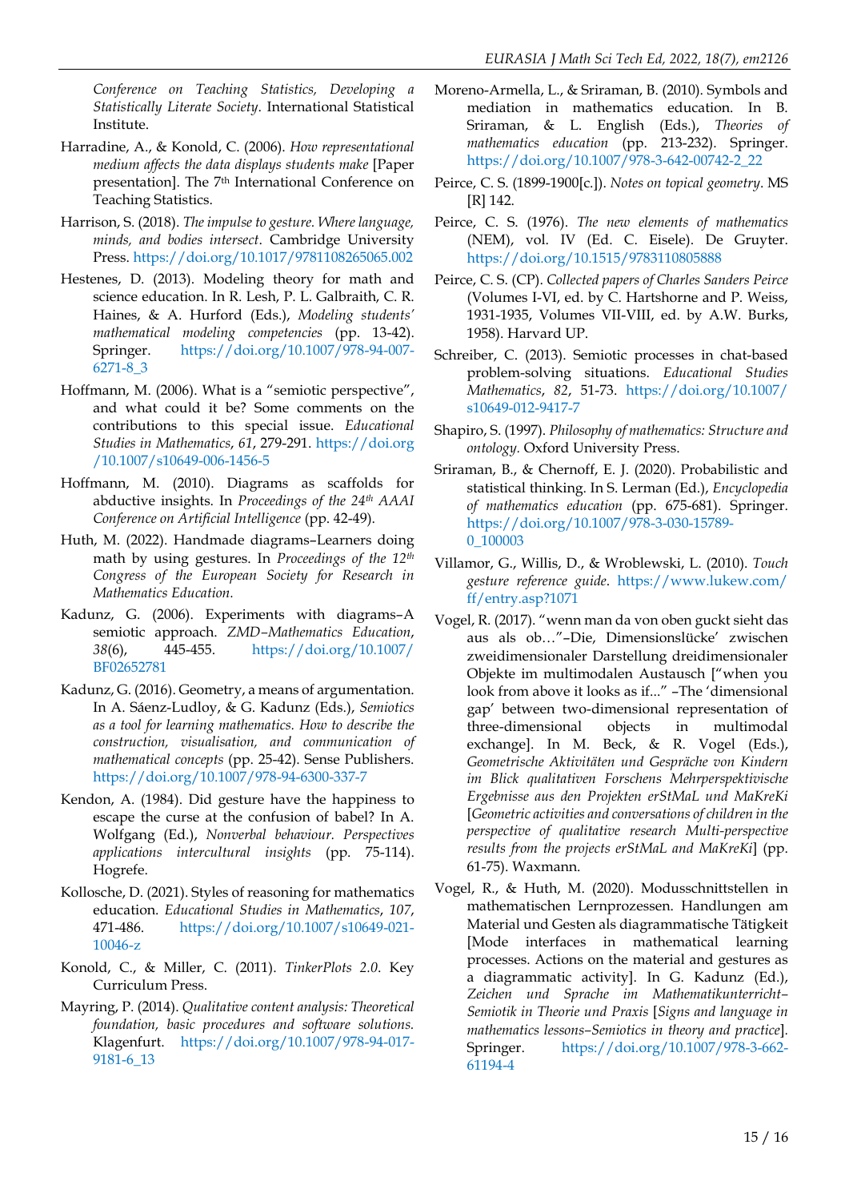*Conference on Teaching Statistics, Developing a Statistically Literate Society*. International Statistical Institute.

Harradine, A., & Konold, C. (2006). *How representational medium affects the data displays students make* [Paper presentation]. The 7th International Conference on Teaching Statistics.

Harrison, S. (2018). *The impulse to gesture. Where language, minds, and bodies intersect*. Cambridge University Press. https://doi.org/10.1017/9781108265065.002

Hestenes, D. (2013). Modeling theory for math and science education. In R. Lesh, P. L. Galbraith, C. R. Haines, & A. Hurford (Eds.), *Modeling students' mathematical modeling competencies* (pp. 13-42). Springer. https://doi.org/10.1007/978-94-007-6271-8_3

Hoffmann, M. (2006). What is a "semiotic perspective", and what could it be? Some comments on the contributions to this special issue. *Educational Studies in Mathematics*, *61*, 279-291. https://doi.org/10.1007/s10649-006-1456-5

Hoffmann, M. (2010). Diagrams as scaffolds for abductive insights. In *Proceedings of the 24th AAAI Conference on Artificial Intelligence* (pp. 42-49).

Huth, M. (2022). Handmade diagrams–Learners doing math by using gestures. In *Proceedings of the 12th Congress of the European Society for Research in Mathematics Education.*

Kadunz, G. (2006). Experiments with diagrams–A semiotic approach. *ZMD–Mathematics Education*, *38*(6), 445-455. https://doi.org/10.1007/BF02652781

Kadunz, G. (2016). Geometry, a means of argumentation. In A. Sáenz-Ludloy, & G. Kadunz (Eds.), *Semiotics as a tool for learning mathematics. How to describe the construction, visualisation, and communication of mathematical concepts* (pp. 25-42). Sense Publishers. https://doi.org/10.1007/978-94-6300-337-7

Kendon, A. (1984). Did gesture have the happiness to escape the curse at the confusion of babel? In A. Wolfgang (Ed.), *Nonverbal behaviour. Perspectives applications intercultural insights* (pp. 75-114). Hogrefe.

Kollosche, D. (2021). Styles of reasoning for mathematics education. *Educational Studies in Mathematics*, *107*, 471-486. https://doi.org/10.1007/s10649-021-10046-z

Konold, C., & Miller, C. (2011). *TinkerPlots 2.0*. Key Curriculum Press.

Mayring, P. (2014). *Qualitative content analysis: Theoretical foundation, basic procedures and software solutions.* Klagenfurt. https://doi.org/10.1007/978-94-017-9181-6_13

Moreno-Armella, L., & Sriraman, B. (2010). Symbols and mediation in mathematics education. In B. Sriraman, & L. English (Eds.), *Theories of mathematics education* (pp. 213-232). Springer. https://doi.org/10.1007/978-3-642-00742-2_22

Peirce, C. S. (1899-1900[c.]). *Notes on topical geometry*. MS [R] 142.

Peirce, C. S. (1976). *The new elements of mathematics* (NEM), vol. IV (Ed. C. Eisele). De Gruyter. https://doi.org/10.1515/9783110805888

Peirce, C. S. (CP). *Collected papers of Charles Sanders Peirce* (Volumes I-VI, ed. by C. Hartshorne and P. Weiss, 1931-1935, Volumes VII-VIII, ed. by A.W. Burks, 1958). Harvard UP.

Schreiber, C. (2013). Semiotic processes in chat-based problem-solving situations. *Educational Studies Mathematics*, *82*, 51-73. https://doi.org/10.1007/s10649-012-9417-7

Shapiro, S. (1997). *Philosophy of mathematics: Structure and ontology.* Oxford University Press.

Sriraman, B., & Chernoff, E. J. (2020). Probabilistic and statistical thinking. In S. Lerman (Ed.), *Encyclopedia of mathematics education* (pp. 675-681). Springer. https://doi.org/10.1007/978-3-030-15789-0_100003

Villamor, G., Willis, D., & Wroblewski, L. (2010). *Touch gesture reference guide*. https://www.lukew.com/ff/entry.asp?1071

Vogel, R. (2017). "wenn man da von oben guckt sieht das aus als ob…"–Die, Dimensionslücke' zwischen zweidimensionaler Darstellung dreidimensionaler Objekte im multimodalen Austausch ["when you look from above it looks as if..." –The 'dimensional gap' between two-dimensional representation of three-dimensional objects in multimodal exchange]. In M. Beck, & R. Vogel (Eds.), *Geometrische Aktivitäten und Gespräche von Kindern im Blick qualitativen Forschens Mehrperspektivische Ergebnisse aus den Projekten erStMaL und MaKreKi* [*Geometric activities and conversations of children in the perspective of qualitative research Multi-perspective results from the projects erStMaL and MaKreKi*] (pp. 61-75). Waxmann.

Vogel, R., & Huth, M. (2020). Modusschnittstellen in mathematischen Lernprozessen. Handlungen am Material und Gesten als diagrammatische Tätigkeit [Mode interfaces in mathematical learning processes. Actions on the material and gestures as a diagrammatic activity]. In G. Kadunz (Ed.), *Zeichen und Sprache im Mathematikunterricht–Semiotik in Theorie und Praxis* [*Signs and language in mathematics lessons–Semiotics in theory and practice*]. Springer. https://doi.org/10.1007/978-3-662-61194-4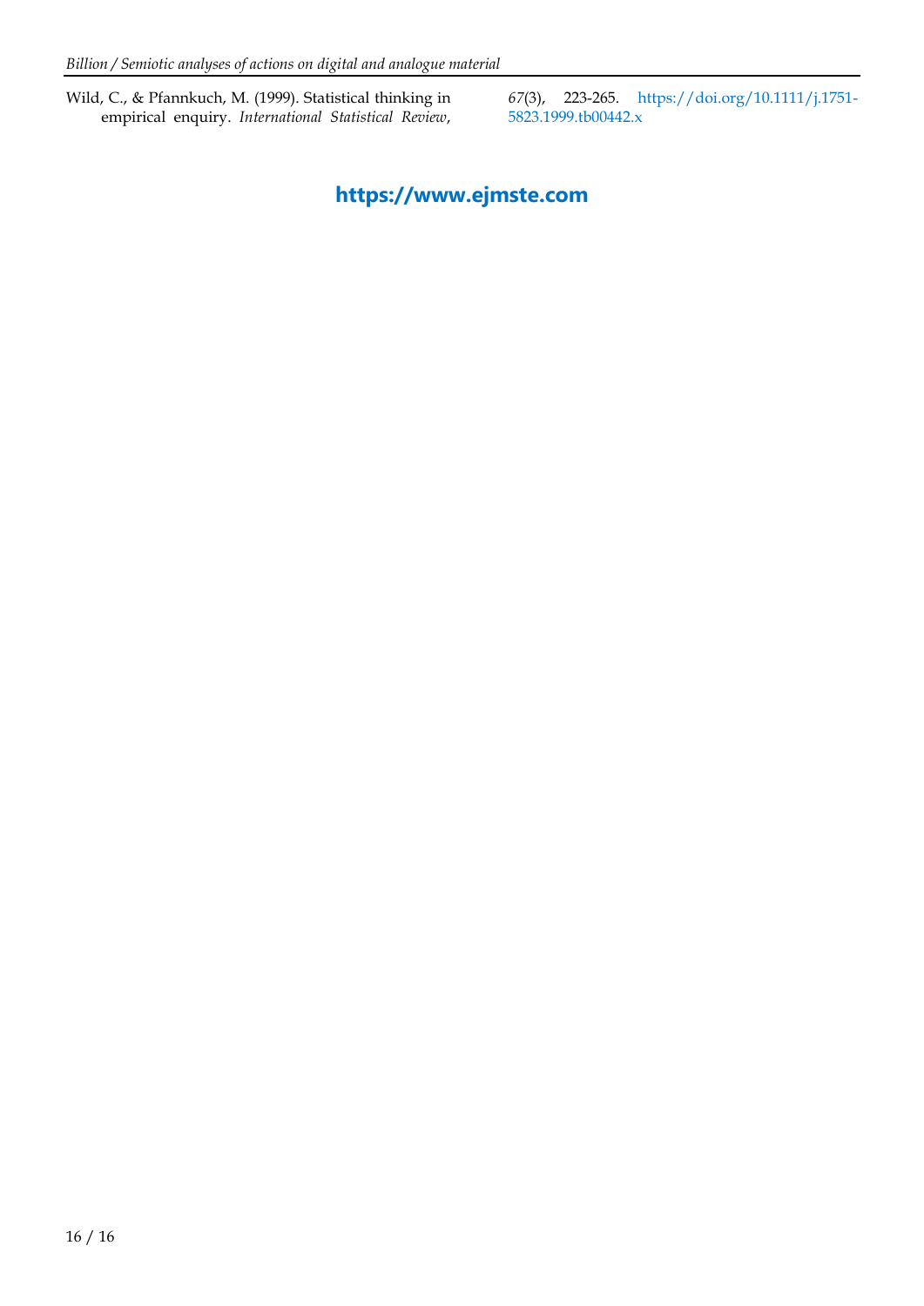Wild, C., & Pfannkuch, M. (1999). Statistical thinking in empirical enquiry. *International Statistical Review*, *67*(3), 223-265. https://doi.org/10.1111/j.1751-5823.1999.tb00442.x

**https://www.ejmste.com**